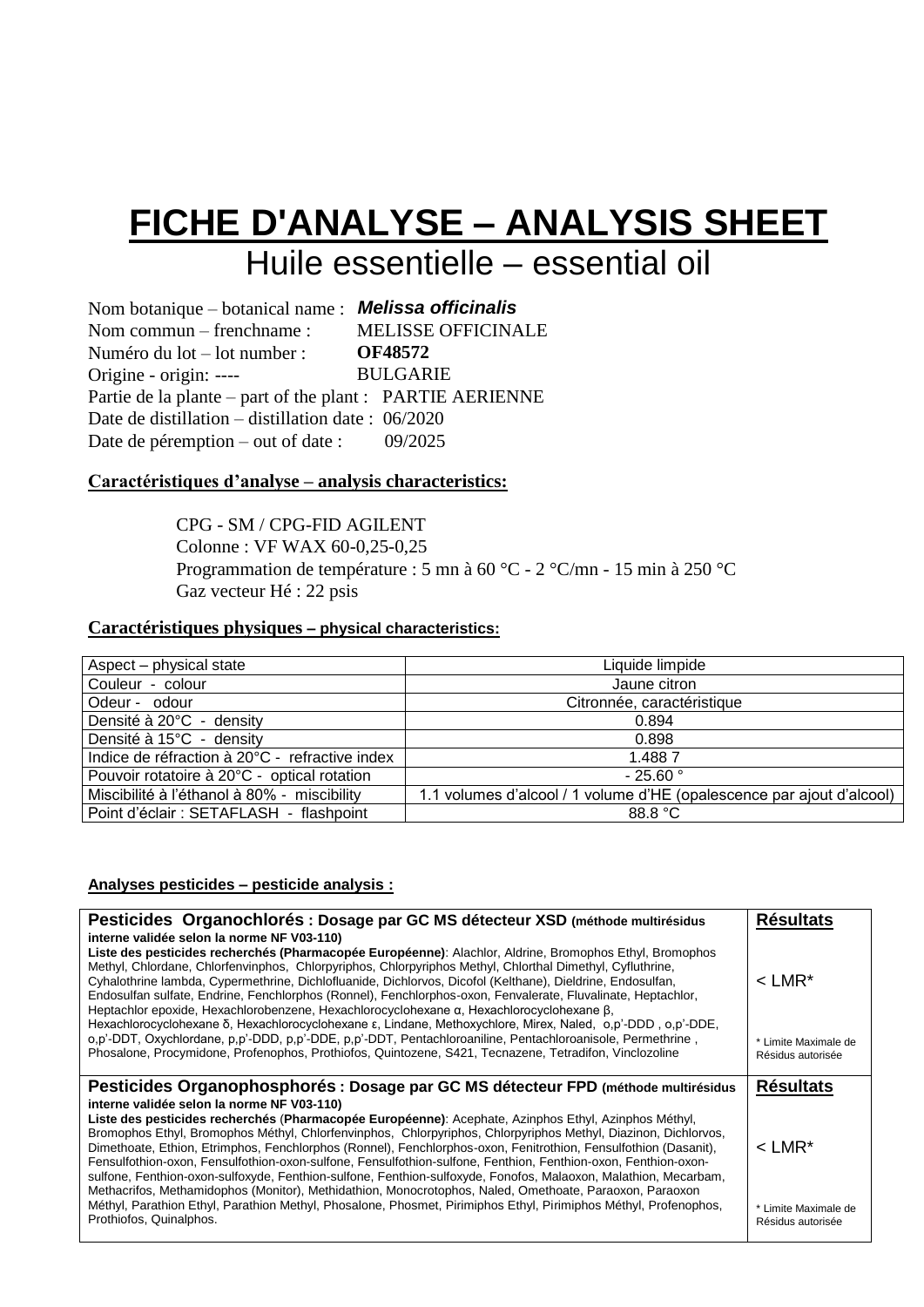# FICHE D'ANALYSE – ANALYSIS SHEET

## Huile essentielle – essential oil

Nom botanique – botanical name : ***Melissa officinalis***
Nom commun – frenchname : MELISSE OFFICINALE
Numéro du lot – lot number : **OF48572**
Origine - origin: ---- BULGARIE
Partie de la plante – part of the plant : PARTIE AERIENNE
Date de distillation – distillation date : 06/2020
Date de péremption – out of date : 09/2025

**Caractéristiques d'analyse – analysis characteristics:**

CPG - SM / CPG-FID AGILENT
Colonne : VF WAX 60-0,25-0,25
Programmation de température : 5 mn à 60 °C - 2 °C/mn - 15 min à 250 °C
Gaz vecteur Hé : 22 psis

**Caractéristiques physiques – physical characteristics:**

| Aspect – physical state | Liquide limpide |
|---|---|
| Couleur - colour | Jaune citron |
| Odeur - odour | Citronnée, caractéristique |
| Densité à 20°C - density | 0.894 |
| Densité à 15°C - density | 0.898 |
| Indice de réfraction à 20°C - refractive index | 1.488 7 |
| Pouvoir rotatoire à 20°C - optical rotation | - 25.60 ° |
| Miscibilité à l'éthanol à 80% - miscibility | 1.1 volumes d'alcool / 1 volume d'HE (opalescence par ajout d'alcool) |
| Point d'éclair : SETAFLASH - flashpoint | 88.8 °C |

**Analyses pesticides – pesticide analysis :**

| **Pesticides Organochlorés : Dosage par GC MS détecteur XSD (méthode multirésidus interne validée selon la norme NF V03-110)** **Liste des pesticides recherchés (Pharmacopée Européenne)**: Alachlor, Aldrine, Bromophos Ethyl, Bromophos Methyl, Chlordane, Chlorfenvinphos, Chlorpyriphos, Chlorpyriphos Methyl, Chlorthal Dimethyl, Cyfluthrine, Cyhalothrine lambda, Cypermethrine, Dichlofluanide, Dichlorvos, Dicofol (Kelthane), Dieldrine, Endosulfan, Endosulfan sulfate, Endrine, Fenchlorphos (Ronnel), Fenchlorphos-oxon, Fenvalerate, Fluvalinate, Heptachlor, Heptachlor epoxide, Hexachlorobenzene, Hexachlorocyclohexane α, Hexachlorocyclohexane β, Hexachlorocyclohexane δ, Hexachlorocyclohexane ε, Lindane, Methoxychlore, Mirex, Naled, o,p'-DDD , o,p'-DDE, o,p'-DDT, Oxychlordane, p,p'-DDD, p,p'-DDE, p,p'-DDT, Pentachloroaniline, Pentachloroanisole, Permethrine , Phosalone, Procymidone, Profenophos, Prothiofos, Quintozene, S421, Tecnazene, Tetradifon, Vinclozoline | **Résultats** < LMR* * Limite Maximale de Résidus autorisée |
|---|---|
| **Pesticides Organophosphorés : Dosage par GC MS détecteur FPD (méthode multirésidus interne validée selon la norme NF V03-110)** **Liste des pesticides recherchés (Pharmacopée Européenne)**: Acephate, Azinphos Ethyl, Azinphos Méthyl, Bromophos Ethyl, Bromophos Méthyl, Chlorfenvinphos, Chlorpyriphos, Chlorpyriphos Methyl, Diazinon, Dichlorvos, Dimethoate, Ethion, Etrimphos, Fenchlorphos (Ronnel), Fenchlorphos-oxon, Fenitrothion, Fensulfothion (Dasanit), Fensulfothion-oxon, Fensulfothion-oxon-sulfone, Fensulfothion-sulfone, Fenthion, Fenthion-oxon, Fenthion-oxon-sulfone, Fenthion-oxon-sulfoxyde, Fenthion-sulfone, Fenthion-sulfoxyde, Fonofos, Malaoxon, Malathion, Mecarbam, Methacrifos, Methamidophos (Monitor), Methidathion, Monocrotophos, Naled, Omethoate, Paraoxon, Paraoxon Méthyl, Parathion Ethyl, Parathion Methyl, Phosalone, Phosmet, Pirimiphos Ethyl, Pirimiphos Méthyl, Profenophos, Prothiofos, Quinalphos. | **Résultats** < LMR* * Limite Maximale de Résidus autorisée |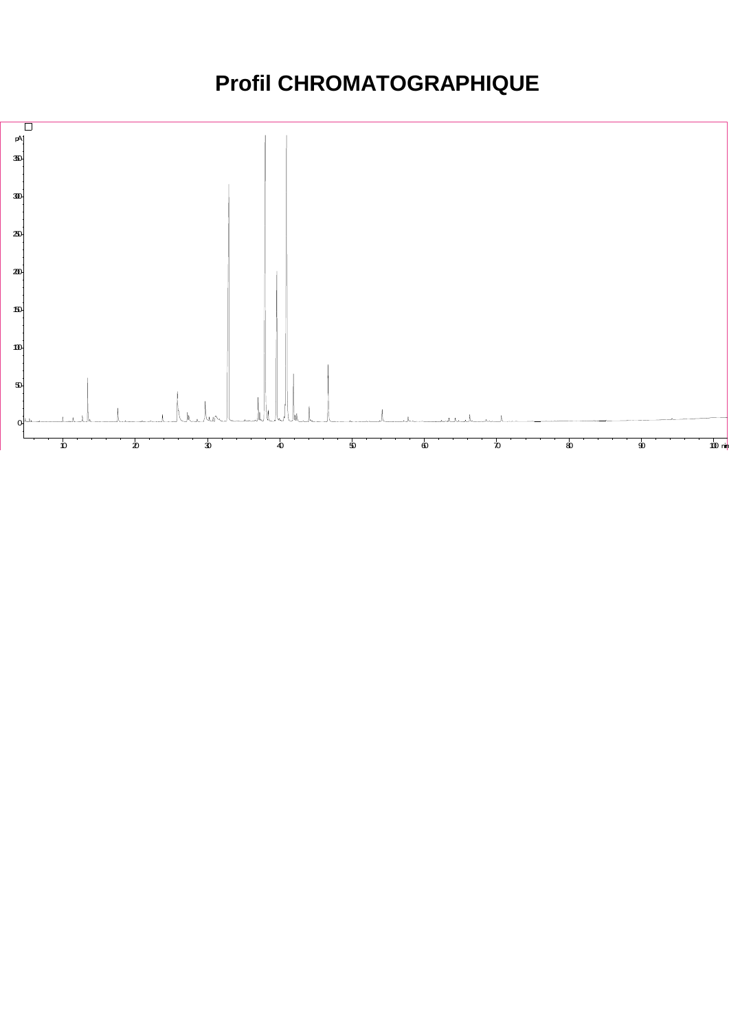# Profil CHROMATOGRAPHIQUE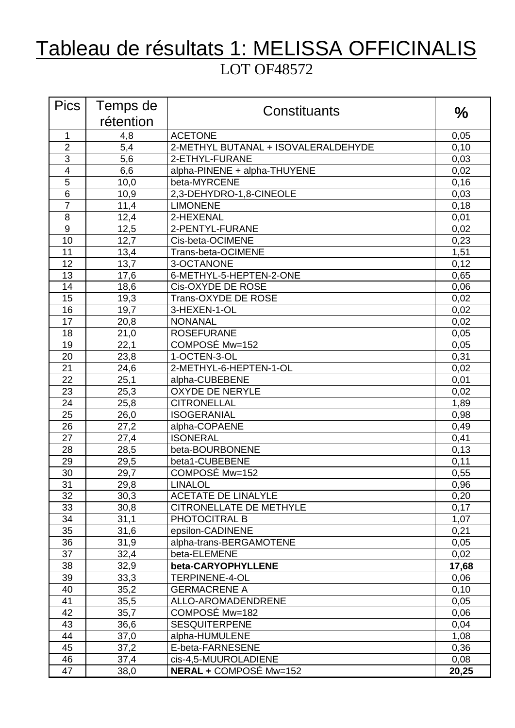# Tableau de résultats 1: MELISSA OFFICINALIS

LOT OF48572

| Pics | Temps de rétention | Constituants | % |
|---|---|---|---|
| 1 | 4,8 | ACETONE | 0,05 |
| 2 | 5,4 | 2-METHYL BUTANAL + ISOVALERALDEHYDE | 0,10 |
| 3 | 5,6 | 2-ETHYL-FURANE | 0,03 |
| 4 | 6,6 | alpha-PINENE + alpha-THUYENE | 0,02 |
| 5 | 10,0 | beta-MYRCENE | 0,16 |
| 6 | 10,9 | 2,3-DEHYDRO-1,8-CINEOLE | 0,03 |
| 7 | 11,4 | LIMONENE | 0,18 |
| 8 | 12,4 | 2-HEXENAL | 0,01 |
| 9 | 12,5 | 2-PENTYL-FURANE | 0,02 |
| 10 | 12,7 | Cis-beta-OCIMENE | 0,23 |
| 11 | 13,4 | Trans-beta-OCIMENE | 1,51 |
| 12 | 13,7 | 3-OCTANONE | 0,12 |
| 13 | 17,6 | 6-METHYL-5-HEPTEN-2-ONE | 0,65 |
| 14 | 18,6 | Cis-OXYDE DE ROSE | 0,06 |
| 15 | 19,3 | Trans-OXYDE DE ROSE | 0,02 |
| 16 | 19,7 | 3-HEXEN-1-OL | 0,02 |
| 17 | 20,8 | NONANAL | 0,02 |
| 18 | 21,0 | ROSEFURANE | 0,05 |
| 19 | 22,1 | COMPOSÉ Mw=152 | 0,05 |
| 20 | 23,8 | 1-OCTEN-3-OL | 0,31 |
| 21 | 24,6 | 2-METHYL-6-HEPTEN-1-OL | 0,02 |
| 22 | 25,1 | alpha-CUBEBENE | 0,01 |
| 23 | 25,3 | OXYDE DE NERYLE | 0,02 |
| 24 | 25,8 | CITRONELLAL | 1,89 |
| 25 | 26,0 | ISOGERANIAL | 0,98 |
| 26 | 27,2 | alpha-COPAENE | 0,49 |
| 27 | 27,4 | ISONERAL | 0,41 |
| 28 | 28,5 | beta-BOURBONENE | 0,13 |
| 29 | 29,5 | beta1-CUBEBENE | 0,11 |
| 30 | 29,7 | COMPOSÉ Mw=152 | 0,55 |
| 31 | 29,8 | LINALOL | 0,96 |
| 32 | 30,3 | ACETATE DE LINALYLE | 0,20 |
| 33 | 30,8 | CITRONELLATE DE METHYLE | 0,17 |
| 34 | 31,1 | PHOTOCITRAL B | 1,07 |
| 35 | 31,6 | epsilon-CADINENE | 0,21 |
| 36 | 31,9 | alpha-trans-BERGAMOTENE | 0,05 |
| 37 | 32,4 | beta-ELEMENE | 0,02 |
| 38 | 32,9 | **beta-CARYOPHYLLENE** | **17,68** |
| 39 | 33,3 | TERPINENE-4-OL | 0,06 |
| 40 | 35,2 | GERMACRENE A | 0,10 |
| 41 | 35,5 | ALLO-AROMADENDRENE | 0,05 |
| 42 | 35,7 | COMPOSÉ Mw=182 | 0,06 |
| 43 | 36,6 | SESQUITERPENE | 0,04 |
| 44 | 37,0 | alpha-HUMULENE | 1,08 |
| 45 | 37,2 | E-beta-FARNESENE | 0,36 |
| 46 | 37,4 | cis-4,5-MUUROLADIENE | 0,08 |
| 47 | 38,0 | **NERAL +** COMPOSÉ Mw=152 | **20,25** |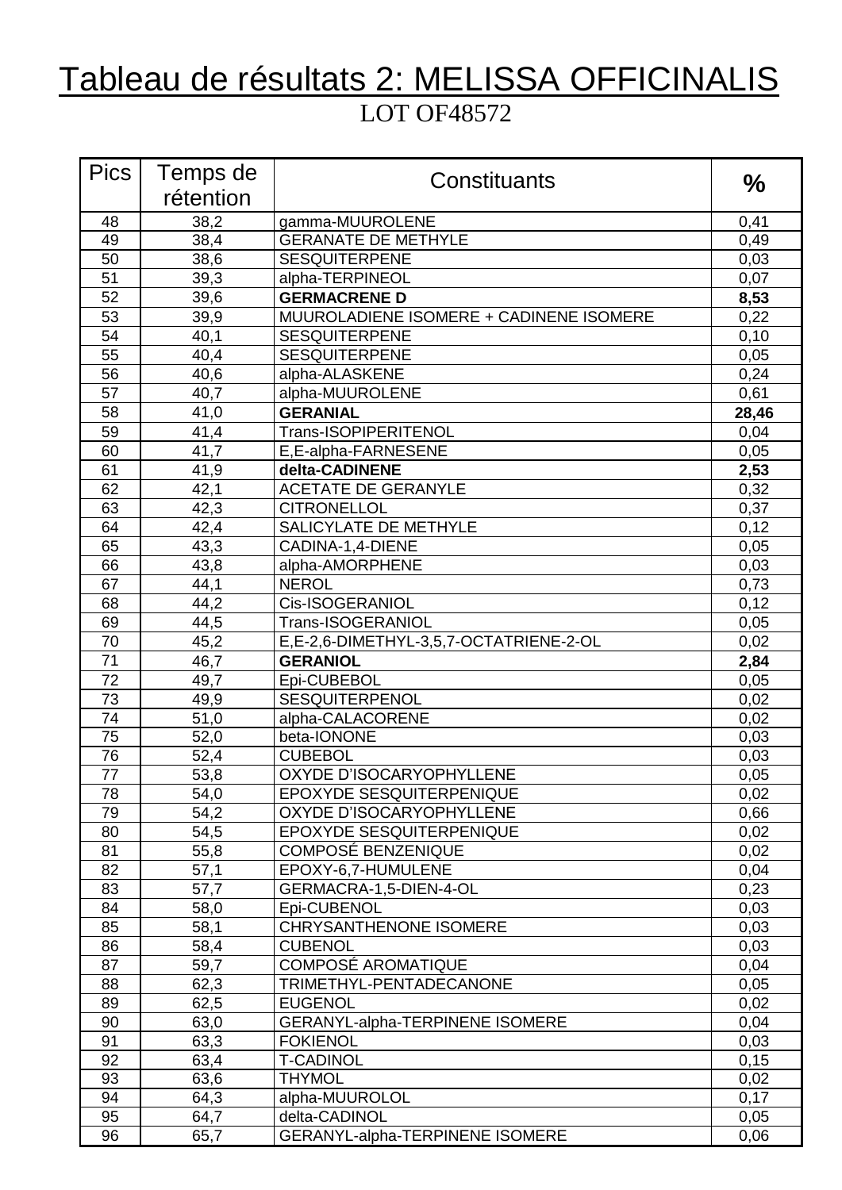# Tableau de résultats 2: MELISSA OFFICINALIS

LOT OF48572

| Pics | Temps de rétention | Constituants | % |
|---|---|---|---|
| 48 | 38,2 | gamma-MUUROLENE | 0,41 |
| 49 | 38,4 | GERANATE DE METHYLE | 0,49 |
| 50 | 38,6 | SESQUITERPENE | 0,03 |
| 51 | 39,3 | alpha-TERPINEOL | 0,07 |
| 52 | 39,6 | **GERMACRENE D** | **8,53** |
| 53 | 39,9 | MUUROLADIENE ISOMERE + CADINENE ISOMERE | 0,22 |
| 54 | 40,1 | SESQUITERPENE | 0,10 |
| 55 | 40,4 | SESQUITERPENE | 0,05 |
| 56 | 40,6 | alpha-ALASKENE | 0,24 |
| 57 | 40,7 | alpha-MUUROLENE | 0,61 |
| 58 | 41,0 | **GERANIAL** | **28,46** |
| 59 | 41,4 | Trans-ISOPIPERITENOL | 0,04 |
| 60 | 41,7 | E,E-alpha-FARNESENE | 0,05 |
| 61 | 41,9 | **delta-CADINENE** | **2,53** |
| 62 | 42,1 | ACETATE DE GERANYLE | 0,32 |
| 63 | 42,3 | CITRONELLOL | 0,37 |
| 64 | 42,4 | SALICYLATE DE METHYLE | 0,12 |
| 65 | 43,3 | CADINA-1,4-DIENE | 0,05 |
| 66 | 43,8 | alpha-AMORPHENE | 0,03 |
| 67 | 44,1 | NEROL | 0,73 |
| 68 | 44,2 | Cis-ISOGERANIOL | 0,12 |
| 69 | 44,5 | Trans-ISOGERANIOL | 0,05 |
| 70 | 45,2 | E,E-2,6-DIMETHYL-3,5,7-OCTATRIENE-2-OL | 0,02 |
| 71 | 46,7 | **GERANIOL** | **2,84** |
| 72 | 49,7 | Epi-CUBEBOL | 0,05 |
| 73 | 49,9 | SESQUITERPENOL | 0,02 |
| 74 | 51,0 | alpha-CALACORENE | 0,02 |
| 75 | 52,0 | beta-IONONE | 0,03 |
| 76 | 52,4 | CUBEBOL | 0,03 |
| 77 | 53,8 | OXYDE D'ISOCARYOPHYLLENE | 0,05 |
| 78 | 54,0 | EPOXYDE SESQUITERPENIQUE | 0,02 |
| 79 | 54,2 | OXYDE D'ISOCARYOPHYLLENE | 0,66 |
| 80 | 54,5 | EPOXYDE SESQUITERPENIQUE | 0,02 |
| 81 | 55,8 | COMPOSÉ BENZENIQUE | 0,02 |
| 82 | 57,1 | EPOXY-6,7-HUMULENE | 0,04 |
| 83 | 57,7 | GERMACRA-1,5-DIEN-4-OL | 0,23 |
| 84 | 58,0 | Epi-CUBENOL | 0,03 |
| 85 | 58,1 | CHRYSANTHENONE ISOMERE | 0,03 |
| 86 | 58,4 | CUBENOL | 0,03 |
| 87 | 59,7 | COMPOSÉ AROMATIQUE | 0,04 |
| 88 | 62,3 | TRIMETHYL-PENTADECANONE | 0,05 |
| 89 | 62,5 | EUGENOL | 0,02 |
| 90 | 63,0 | GERANYL-alpha-TERPINENE ISOMERE | 0,04 |
| 91 | 63,3 | FOKIENOL | 0,03 |
| 92 | 63,4 | T-CADINOL | 0,15 |
| 93 | 63,6 | THYMOL | 0,02 |
| 94 | 64,3 | alpha-MUUROLOL | 0,17 |
| 95 | 64,7 | delta-CADINOL | 0,05 |
| 96 | 65,7 | GERANYL-alpha-TERPINENE ISOMERE | 0,06 |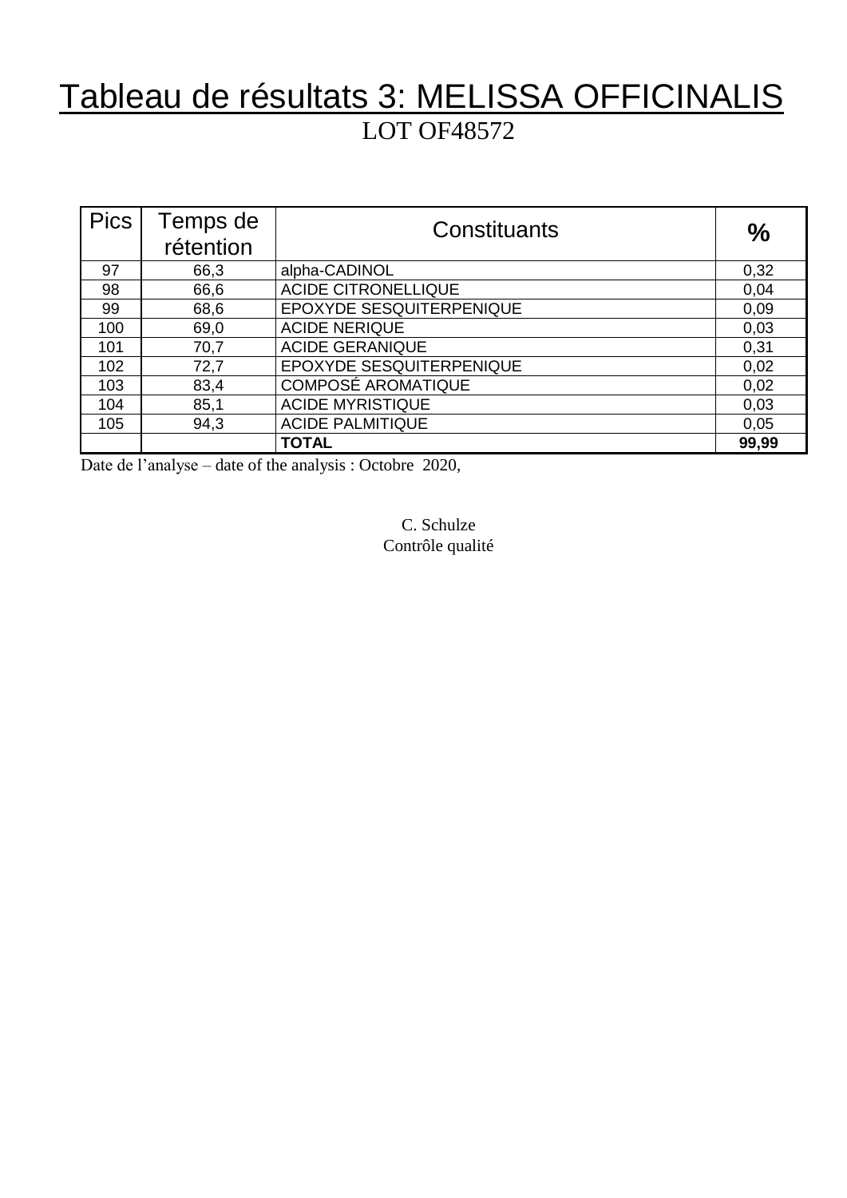# Tableau de résultats 3: MELISSA OFFICINALIS

LOT OF48572

| Pics | Temps de rétention | Constituants | % |
|---|---|---|---|
| 97 | 66,3 | alpha-CADINOL | 0,32 |
| 98 | 66,6 | ACIDE CITRONELLIQUE | 0,04 |
| 99 | 68,6 | EPOXYDE SESQUITERPENIQUE | 0,09 |
| 100 | 69,0 | ACIDE NERIQUE | 0,03 |
| 101 | 70,7 | ACIDE GERANIQUE | 0,31 |
| 102 | 72,7 | EPOXYDE SESQUITERPENIQUE | 0,02 |
| 103 | 83,4 | COMPOSÉ AROMATIQUE | 0,02 |
| 104 | 85,1 | ACIDE MYRISTIQUE | 0,03 |
| 105 | 94,3 | ACIDE PALMITIQUE | 0,05 |
| | | **TOTAL** | **99,99** |

Date de l'analyse – date of the analysis : Octobre 2020,

C. Schulze
Contrôle qualité